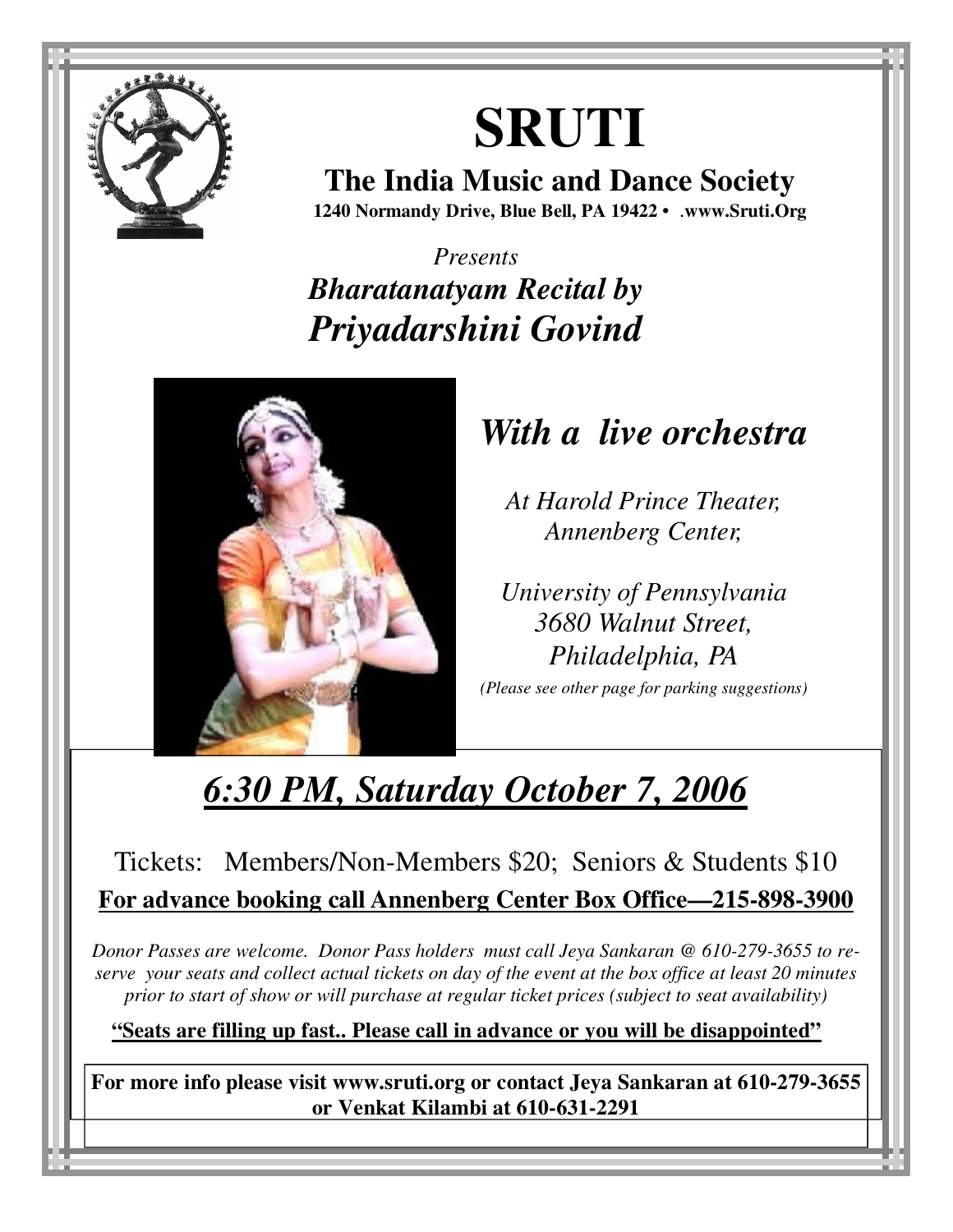# SRUTI

## The India Music and Dance Society

**1240 Normandy Drive, Blue Bell, PA 19422 • .www.Sruti.Org**

*Presents*

## *Bharatanatyam Recital by*
## *Priyadarshini Govind*

## *With a live orchestra*

*At Harold Prince Theater,*
*Annenberg Center,*

*University of Pennsylvania*
*3680 Walnut Street,*
*Philadelphia, PA*

*(Please see other page for parking suggestions)*

## *6:30 PM, Saturday October 7, 2006*

Tickets: Members/Non-Members $20; Seniors & Students $10

**For advance booking call Annenberg Center Box Office—215-898-3900**

*Donor Passes are welcome. Donor Pass holders must call Jeya Sankaran @ 610-279-3655 to reserve your seats and collect actual tickets on day of the event at the box office at least 20 minutes prior to start of show or will purchase at regular ticket prices (subject to seat availability)*

**"Seats are filling up fast.. Please call in advance or you will be disappointed"**

**For more info please visit www.sruti.org or contact Jeya Sankaran at 610-279-3655 or Venkat Kilambi at 610-631-2291**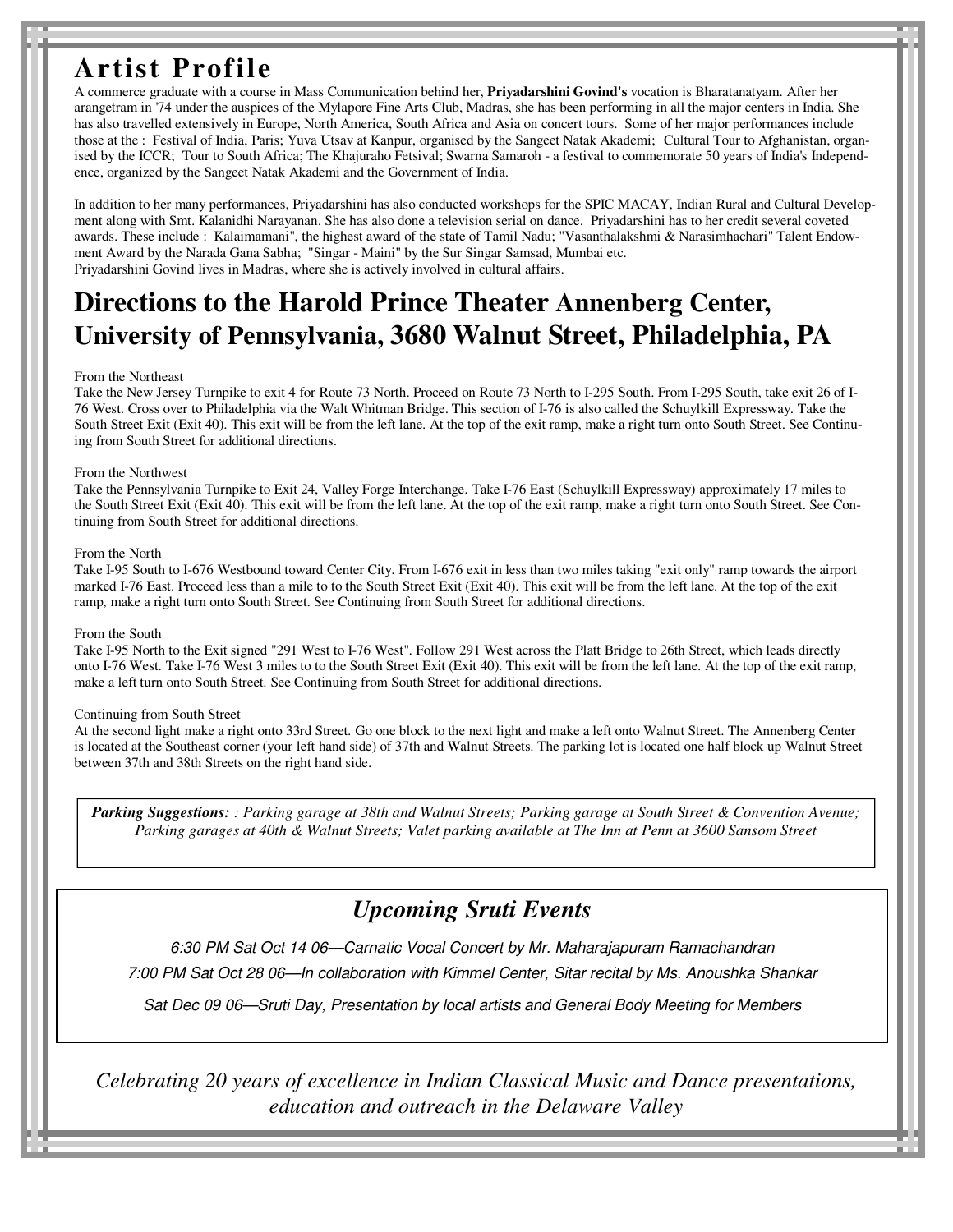# Artist Profile

A commerce graduate with a course in Mass Communication behind her, **Priyadarshini Govind's** vocation is Bharatanatyam. After her arangetram in '74 under the auspices of the Mylapore Fine Arts Club, Madras, she has been performing in all the major centers in India. She has also travelled extensively in Europe, North America, South Africa and Asia on concert tours. Some of her major performances include those at the : Festival of India, Paris; Yuva Utsav at Kanpur, organised by the Sangeet Natak Akademi; Cultural Tour to Afghanistan, organised by the ICCR; Tour to South Africa; The Khajuraho Fetsival; Swarna Samaroh - a festival to commemorate 50 years of India's Independence, organized by the Sangeet Natak Akademi and the Government of India.

In addition to her many performances, Priyadarshini has also conducted workshops for the SPIC MACAY, Indian Rural and Cultural Development along with Smt. Kalanidhi Narayanan. She has also done a television serial on dance. Priyadarshini has to her credit several coveted awards. These include : Kalaimamani", the highest award of the state of Tamil Nadu; "Vasanthalakshmi & Narasimhachari" Talent Endowment Award by the Narada Gana Sabha; "Singar - Maini" by the Sur Singar Samsad, Mumbai etc.
Priyadarshini Govind lives in Madras, where she is actively involved in cultural affairs.

# Directions to the Harold Prince Theater Annenberg Center, University of Pennsylvania, 3680 Walnut Street, Philadelphia, PA

From the Northeast
Take the New Jersey Turnpike to exit 4 for Route 73 North. Proceed on Route 73 North to I-295 South. From I-295 South, take exit 26 of I-76 West. Cross over to Philadelphia via the Walt Whitman Bridge. This section of I-76 is also called the Schuylkill Expressway. Take the South Street Exit (Exit 40). This exit will be from the left lane. At the top of the exit ramp, make a right turn onto South Street. See Continuing from South Street for additional directions.

From the Northwest
Take the Pennsylvania Turnpike to Exit 24, Valley Forge Interchange. Take I-76 East (Schuylkill Expressway) approximately 17 miles to the South Street Exit (Exit 40). This exit will be from the left lane. At the top of the exit ramp, make a right turn onto South Street. See Continuing from South Street for additional directions.

From the North
Take I-95 South to I-676 Westbound toward Center City. From I-676 exit in less than two miles taking "exit only" ramp towards the airport marked I-76 East. Proceed less than a mile to to the South Street Exit (Exit 40). This exit will be from the left lane. At the top of the exit ramp, make a right turn onto South Street. See Continuing from South Street for additional directions.

From the South
Take I-95 North to the Exit signed "291 West to I-76 West". Follow 291 West across the Platt Bridge to 26th Street, which leads directly onto I-76 West. Take I-76 West 3 miles to to the South Street Exit (Exit 40). This exit will be from the left lane. At the top of the exit ramp, make a left turn onto South Street. See Continuing from South Street for additional directions.

Continuing from South Street
At the second light make a right onto 33rd Street. Go one block to the next light and make a left onto Walnut Street. The Annenberg Center is located at the Southeast corner (your left hand side) of 37th and Walnut Streets. The parking lot is located one half block up Walnut Street between 37th and 38th Streets on the right hand side.

***Parking Suggestions:*** *: Parking garage at 38th and Walnut Streets; Parking garage at South Street & Convention Avenue; Parking garages at 40th & Walnut Streets; Valet parking available at The Inn at Penn at 3600 Sansom Street*

## *Upcoming Sruti Events*

*6:30 PM Sat Oct 14 06—Carnatic Vocal Concert by Mr. Maharajapuram Ramachandran*

*7:00 PM Sat Oct 28 06—In collaboration with Kimmel Center, Sitar recital by Ms. Anoushka Shankar*

*Sat Dec 09 06—Sruti Day, Presentation by local artists and General Body Meeting for Members*

*Celebrating 20 years of excellence in Indian Classical Music and Dance presentations, education and outreach in the Delaware Valley*